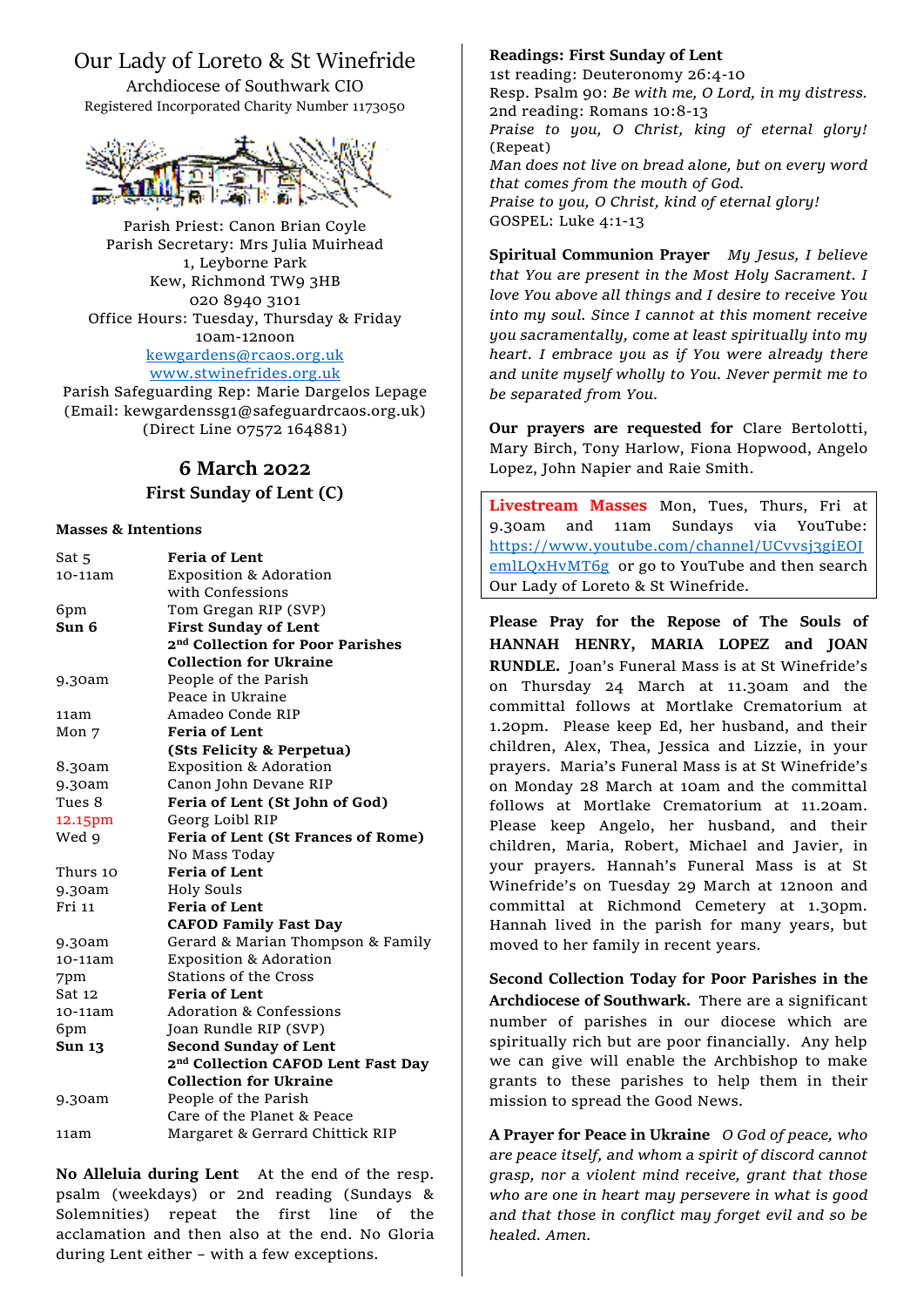# Our Lady of Loreto & St Winefride

Archdiocese of Southwark CIO
Registered Incorporated Charity Number 1173050

Parish Priest: Canon Brian Coyle
Parish Secretary: Mrs Julia Muirhead
1, Leyborne Park
Kew, Richmond TW9 3HB
020 8940 3101
Office Hours: Tuesday, Thursday & Friday
10am-12noon
kewgardens@rcaos.org.uk
www.stwinefrides.org.uk
Parish Safeguarding Rep: Marie Dargelos Lepage
(Email: kewgardenssg1@safeguardrcaos.org.uk)
(Direct Line 07572 164881)

## 6 March 2022
### First Sunday of Lent (C)

**Masses & Intentions**

| | |
|---|---|
| Sat 5 | **Feria of Lent** |
| 10-11am | Exposition & Adoration with Confessions |
| 6pm | Tom Gregan RIP (SVP) |
| **Sun 6** | **First Sunday of Lent** |
| | **2nd Collection for Poor Parishes** |
| | **Collection for Ukraine** |
| 9.30am | People of the Parish |
| | Peace in Ukraine |
| 11am | Amadeo Conde RIP |
| Mon 7 | **Feria of Lent** |
| | **(Sts Felicity & Perpetua)** |
| 8.30am | Exposition & Adoration |
| 9.30am | Canon John Devane RIP |
| Tues 8 | **Feria of Lent (St John of God)** |
| 12.15pm | Georg Loibl RIP |
| Wed 9 | **Feria of Lent (St Frances of Rome)** |
| | No Mass Today |
| Thurs 10 | **Feria of Lent** |
| 9.30am | Holy Souls |
| Fri 11 | **Feria of Lent** |
| | **CAFOD Family Fast Day** |
| 9.30am | Gerard & Marian Thompson & Family |
| 10-11am | Exposition & Adoration |
| 7pm | Stations of the Cross |
| Sat 12 | **Feria of Lent** |
| 10-11am | Adoration & Confessions |
| 6pm | Joan Rundle RIP (SVP) |
| **Sun 13** | **Second Sunday of Lent** |
| | **2nd Collection CAFOD Lent Fast Day** |
| | **Collection for Ukraine** |
| 9.30am | People of the Parish |
| | Care of the Planet & Peace |
| 11am | Margaret & Gerrard Chittick RIP |

**No Alleluia during Lent** At the end of the resp. psalm (weekdays) or 2nd reading (Sundays & Solemnities) repeat the first line of the acclamation and then also at the end. No Gloria during Lent either – with a few exceptions.

**Readings: First Sunday of Lent**
1st reading: Deuteronomy 26:4-10
Resp. Psalm 90: *Be with me, O Lord, in my distress.*
2nd reading: Romans 10:8-13
*Praise to you, O Christ, king of eternal glory!* (Repeat)
*Man does not live on bread alone, but on every word that comes from the mouth of God.*
*Praise to you, O Christ, kind of eternal glory!*
GOSPEL: Luke 4:1-13

**Spiritual Communion Prayer** *My Jesus, I believe that You are present in the Most Holy Sacrament. I love You above all things and I desire to receive You into my soul. Since I cannot at this moment receive you sacramentally, come at least spiritually into my heart. I embrace you as if You were already there and unite myself wholly to You. Never permit me to be separated from You.*

**Our prayers are requested for** Clare Bertolotti, Mary Birch, Tony Harlow, Fiona Hopwood, Angelo Lopez, John Napier and Raie Smith.

**Livestream Masses** Mon, Tues, Thurs, Fri at 9.30am and 11am Sundays via YouTube: https://www.youtube.com/channel/UCvvsj3giEOJemlLQxHvMT6g or go to YouTube and then search Our Lady of Loreto & St Winefride.

**Please Pray for the Repose of The Souls of HANNAH HENRY, MARIA LOPEZ and JOAN RUNDLE.** Joan's Funeral Mass is at St Winefride's on Thursday 24 March at 11.30am and the committal follows at Mortlake Crematorium at 1.20pm. Please keep Ed, her husband, and their children, Alex, Thea, Jessica and Lizzie, in your prayers. Maria's Funeral Mass is at St Winefride's on Monday 28 March at 10am and the committal follows at Mortlake Crematorium at 11.20am. Please keep Angelo, her husband, and their children, Maria, Robert, Michael and Javier, in your prayers. Hannah's Funeral Mass is at St Winefride's on Tuesday 29 March at 12noon and committal at Richmond Cemetery at 1.30pm. Hannah lived in the parish for many years, but moved to her family in recent years.

**Second Collection Today for Poor Parishes in the Archdiocese of Southwark.** There are a significant number of parishes in our diocese which are spiritually rich but are poor financially. Any help we can give will enable the Archbishop to make grants to these parishes to help them in their mission to spread the Good News.

**A Prayer for Peace in Ukraine** *O God of peace, who are peace itself, and whom a spirit of discord cannot grasp, nor a violent mind receive, grant that those who are one in heart may persevere in what is good and that those in conflict may forget evil and so be healed. Amen.*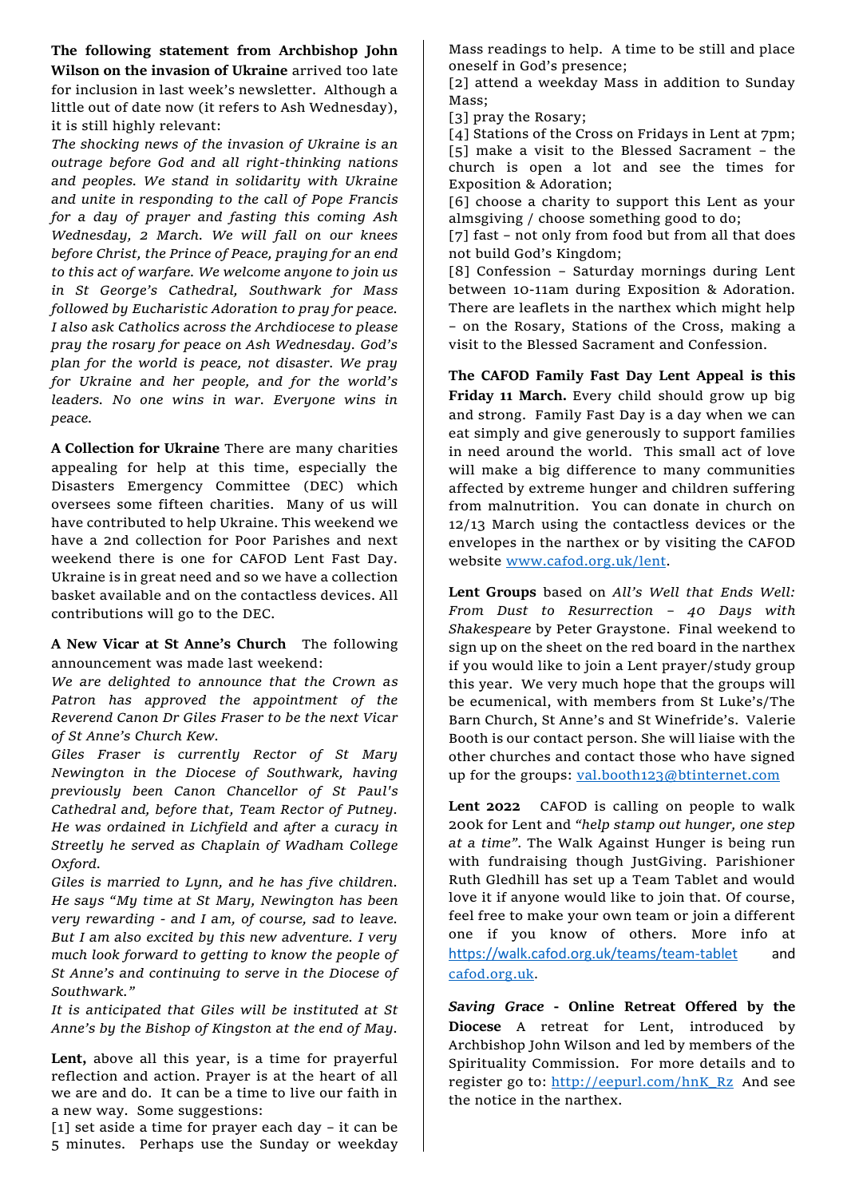**The following statement from Archbishop John Wilson on the invasion of Ukraine** arrived too late for inclusion in last week's newsletter. Although a little out of date now (it refers to Ash Wednesday), it is still highly relevant:

*The shocking news of the invasion of Ukraine is an outrage before God and all right-thinking nations and peoples. We stand in solidarity with Ukraine and unite in responding to the call of Pope Francis for a day of prayer and fasting this coming Ash Wednesday, 2 March. We will fall on our knees before Christ, the Prince of Peace, praying for an end to this act of warfare. We welcome anyone to join us in St George's Cathedral, Southwark for Mass followed by Eucharistic Adoration to pray for peace. I also ask Catholics across the Archdiocese to please pray the rosary for peace on Ash Wednesday. God's plan for the world is peace, not disaster. We pray for Ukraine and her people, and for the world's leaders. No one wins in war. Everyone wins in peace.*

**A Collection for Ukraine** There are many charities appealing for help at this time, especially the Disasters Emergency Committee (DEC) which oversees some fifteen charities. Many of us will have contributed to help Ukraine. This weekend we have a 2nd collection for Poor Parishes and next weekend there is one for CAFOD Lent Fast Day. Ukraine is in great need and so we have a collection basket available and on the contactless devices. All contributions will go to the DEC.

**A New Vicar at St Anne's Church** The following announcement was made last weekend:

*We are delighted to announce that the Crown as Patron has approved the appointment of the Reverend Canon Dr Giles Fraser to be the next Vicar of St Anne's Church Kew.*

*Giles Fraser is currently Rector of St Mary Newington in the Diocese of Southwark, having previously been Canon Chancellor of St Paul's Cathedral and, before that, Team Rector of Putney. He was ordained in Lichfield and after a curacy in Streetly he served as Chaplain of Wadham College Oxford.*

*Giles is married to Lynn, and he has five children. He says "My time at St Mary, Newington has been very rewarding - and I am, of course, sad to leave. But I am also excited by this new adventure. I very much look forward to getting to know the people of St Anne's and continuing to serve in the Diocese of Southwark."*

*It is anticipated that Giles will be instituted at St Anne's by the Bishop of Kingston at the end of May.*

**Lent,** above all this year, is a time for prayerful reflection and action. Prayer is at the heart of all we are and do. It can be a time to live our faith in a new way. Some suggestions:

[1] set aside a time for prayer each day – it can be 5 minutes. Perhaps use the Sunday or weekday Mass readings to help. A time to be still and place oneself in God's presence;
[2] attend a weekday Mass in addition to Sunday Mass;
[3] pray the Rosary;
[4] Stations of the Cross on Fridays in Lent at 7pm;
[5] make a visit to the Blessed Sacrament – the church is open a lot and see the times for Exposition & Adoration;
[6] choose a charity to support this Lent as your almsgiving / choose something good to do;
[7] fast – not only from food but from all that does not build God's Kingdom;
[8] Confession – Saturday mornings during Lent between 10-11am during Exposition & Adoration. There are leaflets in the narthex which might help – on the Rosary, Stations of the Cross, making a visit to the Blessed Sacrament and Confession.

**The CAFOD Family Fast Day Lent Appeal is this Friday 11 March.** Every child should grow up big and strong. Family Fast Day is a day when we can eat simply and give generously to support families in need around the world. This small act of love will make a big difference to many communities affected by extreme hunger and children suffering from malnutrition. You can donate in church on 12/13 March using the contactless devices or the envelopes in the narthex or by visiting the CAFOD website www.cafod.org.uk/lent.

**Lent Groups** based on *All's Well that Ends Well: From Dust to Resurrection – 40 Days with Shakespeare* by Peter Graystone. Final weekend to sign up on the sheet on the red board in the narthex if you would like to join a Lent prayer/study group this year. We very much hope that the groups will be ecumenical, with members from St Luke's/The Barn Church, St Anne's and St Winefride's. Valerie Booth is our contact person. She will liaise with the other churches and contact those who have signed up for the groups: val.booth123@btinternet.com

**Lent 2022** CAFOD is calling on people to walk 200k for Lent and *"help stamp out hunger, one step at a time"*. The Walk Against Hunger is being run with fundraising though JustGiving. Parishioner Ruth Gledhill has set up a Team Tablet and would love it if anyone would like to join that. Of course, feel free to make your own team or join a different one if you know of others. More info at https://walk.cafod.org.uk/teams/team-tablet and cafod.org.uk.

***Saving Grace* - Online Retreat Offered by the Diocese** A retreat for Lent, introduced by Archbishop John Wilson and led by members of the Spirituality Commission. For more details and to register go to: http://eepurl.com/hnK_Rz And see the notice in the narthex.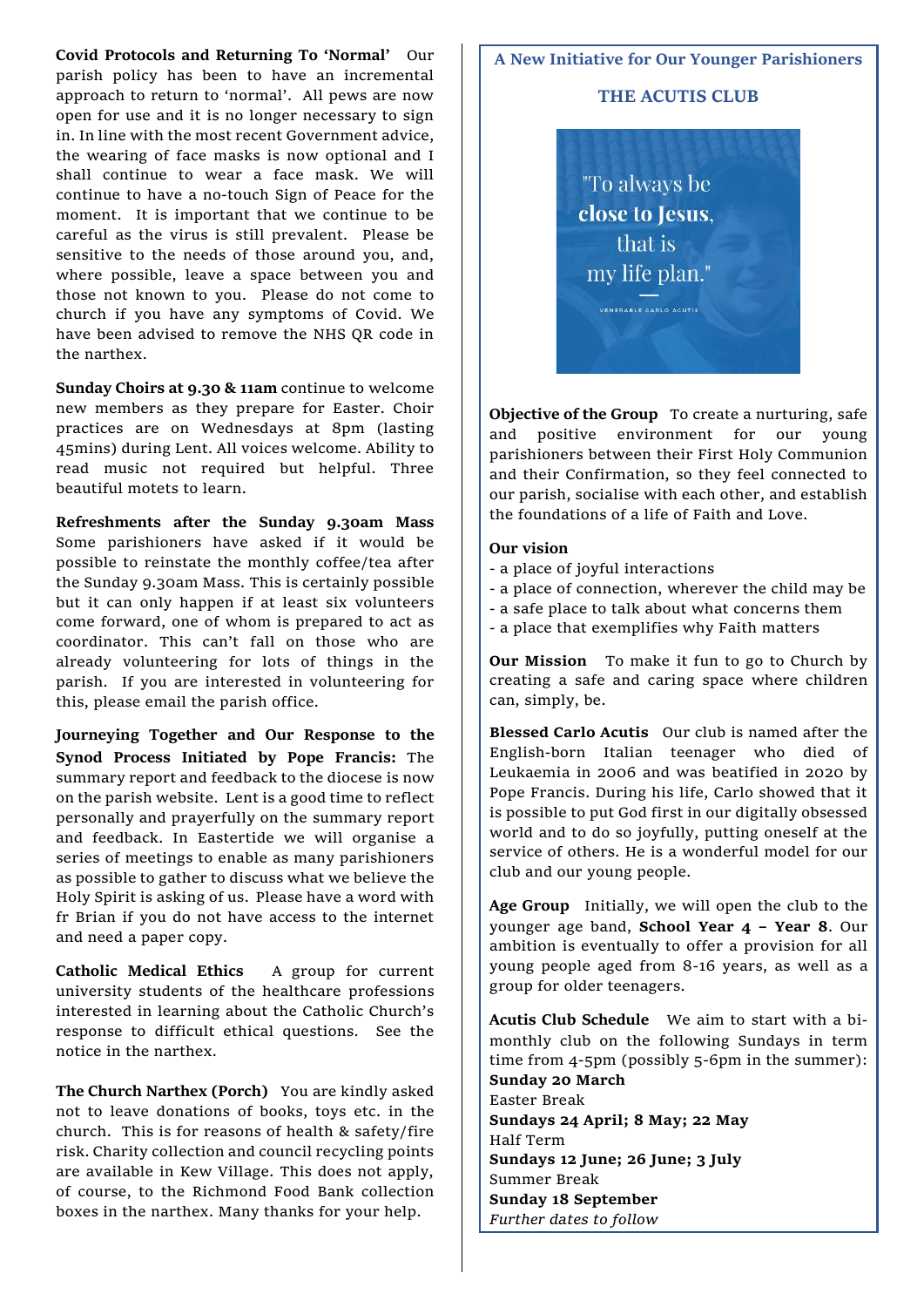**Covid Protocols and Returning To 'Normal'** Our parish policy has been to have an incremental approach to return to 'normal'. All pews are now open for use and it is no longer necessary to sign in. In line with the most recent Government advice, the wearing of face masks is now optional and I shall continue to wear a face mask. We will continue to have a no-touch Sign of Peace for the moment. It is important that we continue to be careful as the virus is still prevalent. Please be sensitive to the needs of those around you, and, where possible, leave a space between you and those not known to you. Please do not come to church if you have any symptoms of Covid. We have been advised to remove the NHS QR code in the narthex.

**Sunday Choirs at 9.30 & 11am** continue to welcome new members as they prepare for Easter. Choir practices are on Wednesdays at 8pm (lasting 45mins) during Lent. All voices welcome. Ability to read music not required but helpful. Three beautiful motets to learn.

**Refreshments after the Sunday 9.30am Mass** Some parishioners have asked if it would be possible to reinstate the monthly coffee/tea after the Sunday 9.30am Mass. This is certainly possible but it can only happen if at least six volunteers come forward, one of whom is prepared to act as coordinator. This can't fall on those who are already volunteering for lots of things in the parish. If you are interested in volunteering for this, please email the parish office.

**Journeying Together and Our Response to the Synod Process Initiated by Pope Francis:** The summary report and feedback to the diocese is now on the parish website. Lent is a good time to reflect personally and prayerfully on the summary report and feedback. In Eastertide we will organise a series of meetings to enable as many parishioners as possible to gather to discuss what we believe the Holy Spirit is asking of us. Please have a word with fr Brian if you do not have access to the internet and need a paper copy.

**Catholic Medical Ethics** A group for current university students of the healthcare professions interested in learning about the Catholic Church's response to difficult ethical questions. See the notice in the narthex.

**The Church Narthex (Porch)** You are kindly asked not to leave donations of books, toys etc. in the church. This is for reasons of health & safety/fire risk. Charity collection and council recycling points are available in Kew Village. This does not apply, of course, to the Richmond Food Bank collection boxes in the narthex. Many thanks for your help.

## A New Initiative for Our Younger Parishioners

## THE ACUTIS CLUB

"To always be **close to Jesus**, that is my life plan."

VENERABLE CARLO ACUTIS

**Objective of the Group** To create a nurturing, safe and positive environment for our young parishioners between their First Holy Communion and their Confirmation, so they feel connected to our parish, socialise with each other, and establish the foundations of a life of Faith and Love.

**Our vision**

- a place of joyful interactions
- a place of connection, wherever the child may be
- a safe place to talk about what concerns them
- a place that exemplifies why Faith matters

**Our Mission** To make it fun to go to Church by creating a safe and caring space where children can, simply, be.

**Blessed Carlo Acutis** Our club is named after the English-born Italian teenager who died of Leukaemia in 2006 and was beatified in 2020 by Pope Francis. During his life, Carlo showed that it is possible to put God first in our digitally obsessed world and to do so joyfully, putting oneself at the service of others. He is a wonderful model for our club and our young people.

**Age Group** Initially, we will open the club to the younger age band, **School Year 4 – Year 8**. Our ambition is eventually to offer a provision for all young people aged from 8-16 years, as well as a group for older teenagers.

**Acutis Club Schedule** We aim to start with a bi-monthly club on the following Sundays in term time from 4-5pm (possibly 5-6pm in the summer):

**Sunday 20 March**
Easter Break
**Sundays 24 April; 8 May; 22 May**
Half Term
**Sundays 12 June; 26 June; 3 July**
Summer Break
**Sunday 18 September**
*Further dates to follow*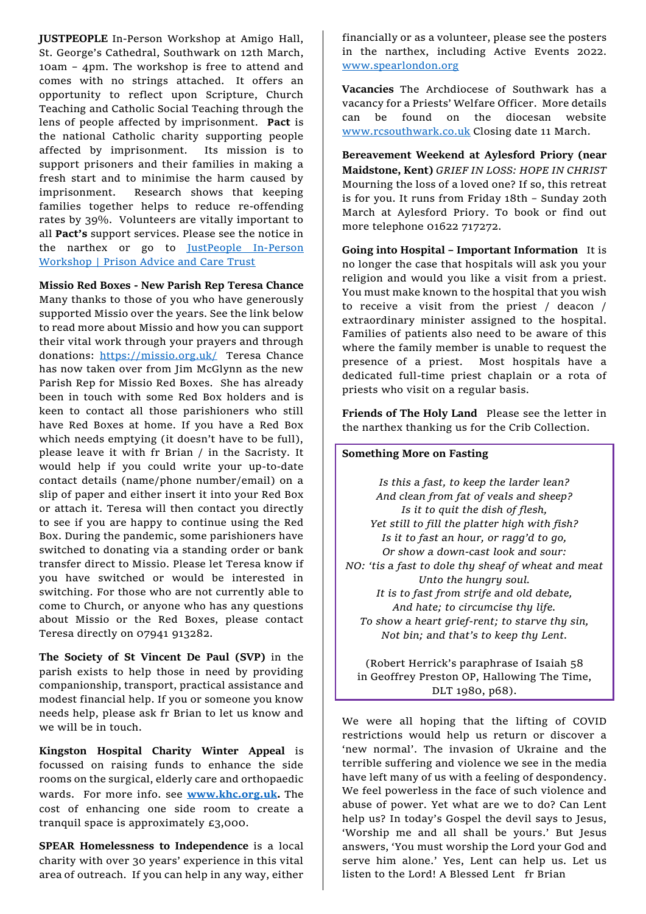**JUSTPEOPLE** In-Person Workshop at Amigo Hall, St. George's Cathedral, Southwark on 12th March, 10am – 4pm. The workshop is free to attend and comes with no strings attached. It offers an opportunity to reflect upon Scripture, Church Teaching and Catholic Social Teaching through the lens of people affected by imprisonment. **Pact** is the national Catholic charity supporting people affected by imprisonment. Its mission is to support prisoners and their families in making a fresh start and to minimise the harm caused by imprisonment. Research shows that keeping families together helps to reduce re-offending rates by 39%. Volunteers are vitally important to all **Pact's** support services. Please see the notice in the narthex or go to [JustPeople In-Person Workshop | Prison Advice and Care Trust]

**Missio Red Boxes - New Parish Rep Teresa Chance** Many thanks to those of you who have generously supported Missio over the years. See the link below to read more about Missio and how you can support their vital work through your prayers and through donations: https://missio.org.uk/ Teresa Chance has now taken over from Jim McGlynn as the new Parish Rep for Missio Red Boxes. She has already been in touch with some Red Box holders and is keen to contact all those parishioners who still have Red Boxes at home. If you have a Red Box which needs emptying (it doesn't have to be full), please leave it with fr Brian / in the Sacristy. It would help if you could write your up-to-date contact details (name/phone number/email) on a slip of paper and either insert it into your Red Box or attach it. Teresa will then contact you directly to see if you are happy to continue using the Red Box. During the pandemic, some parishioners have switched to donating via a standing order or bank transfer direct to Missio. Please let Teresa know if you have switched or would be interested in switching. For those who are not currently able to come to Church, or anyone who has any questions about Missio or the Red Boxes, please contact Teresa directly on 07941 913282.

**The Society of St Vincent De Paul (SVP)** in the parish exists to help those in need by providing companionship, transport, practical assistance and modest financial help. If you or someone you know needs help, please ask fr Brian to let us know and we will be in touch.

**Kingston Hospital Charity Winter Appeal** is focussed on raising funds to enhance the side rooms on the surgical, elderly care and orthopaedic wards. For more info. see **www.khc.org.uk.** The cost of enhancing one side room to create a tranquil space is approximately £3,000.

**SPEAR Homelessness to Independence** is a local charity with over 30 years' experience in this vital area of outreach. If you can help in any way, either financially or as a volunteer, please see the posters in the narthex, including Active Events 2022. www.spearlondon.org

**Vacancies** The Archdiocese of Southwark has a vacancy for a Priests' Welfare Officer. More details can be found on the diocesan website www.rcsouthwark.co.uk Closing date 11 March.

**Bereavement Weekend at Aylesford Priory (near Maidstone, Kent)** *GRIEF IN LOSS: HOPE IN CHRIST* Mourning the loss of a loved one? If so, this retreat is for you. It runs from Friday 18th – Sunday 20th March at Aylesford Priory. To book or find out more telephone 01622 717272.

**Going into Hospital – Important Information** It is no longer the case that hospitals will ask you your religion and would you like a visit from a priest. You must make known to the hospital that you wish to receive a visit from the priest / deacon / extraordinary minister assigned to the hospital. Families of patients also need to be aware of this where the family member is unable to request the presence of a priest. Most hospitals have a dedicated full-time priest chaplain or a rota of priests who visit on a regular basis.

**Friends of The Holy Land** Please see the letter in the narthex thanking us for the Crib Collection.

**Something More on Fasting**

*Is this a fast, to keep the larder lean?*
*And clean from fat of veals and sheep?*
*Is it to quit the dish of flesh,*
*Yet still to fill the platter high with fish?*
*Is it to fast an hour, or ragg'd to go,*
*Or show a down-cast look and sour:*
*NO: 'tis a fast to dole thy sheaf of wheat and meat*
*Unto the hungry soul.*
*It is to fast from strife and old debate,*
*And hate; to circumcise thy life.*
*To show a heart grief-rent; to starve thy sin,*
*Not bin; and that's to keep thy Lent.*

(Robert Herrick's paraphrase of Isaiah 58 in Geoffrey Preston OP, Hallowing The Time, DLT 1980, p68).

We were all hoping that the lifting of COVID restrictions would help us return or discover a 'new normal'. The invasion of Ukraine and the terrible suffering and violence we see in the media have left many of us with a feeling of despondency. We feel powerless in the face of such violence and abuse of power. Yet what are we to do? Can Lent help us? In today's Gospel the devil says to Jesus, 'Worship me and all shall be yours.' But Jesus answers, 'You must worship the Lord your God and serve him alone.' Yes, Lent can help us. Let us listen to the Lord! A Blessed Lent fr Brian